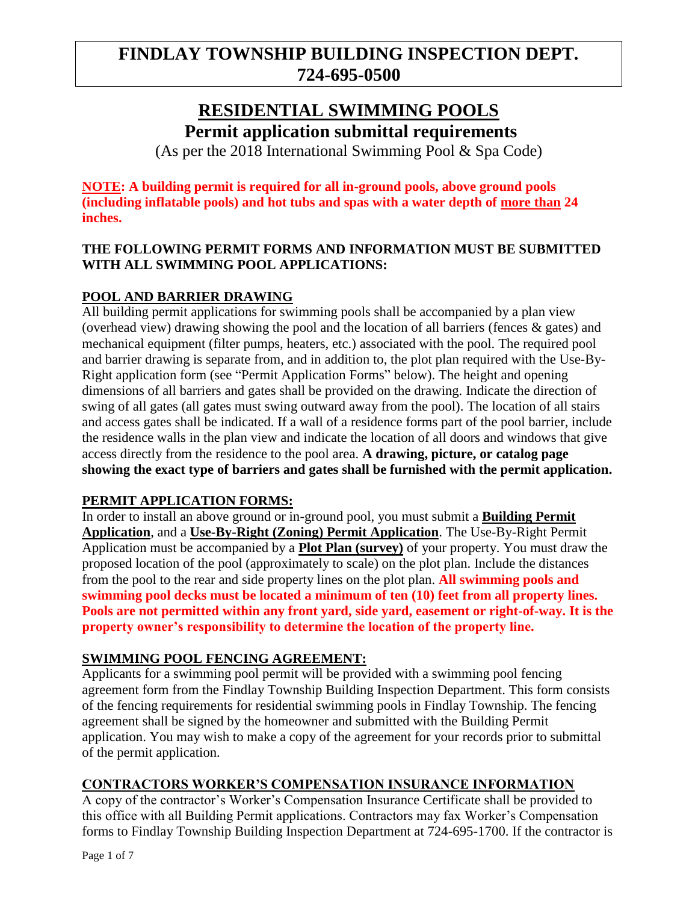# FINDLAY TOWNSHIP BUILDING INSPECTION DEPT.
# 724-695-0500

## RESIDENTIAL SWIMMING POOLS

### Permit application submittal requirements

(As per the 2018 International Swimming Pool & Spa Code)

**NOTE: A building permit is required for all in-ground pools, above ground pools (including inflatable pools) and hot tubs and spas with a water depth of more than 24 inches.**

**THE FOLLOWING PERMIT FORMS AND INFORMATION MUST BE SUBMITTED WITH ALL SWIMMING POOL APPLICATIONS:**

### POOL AND BARRIER DRAWING

All building permit applications for swimming pools shall be accompanied by a plan view (overhead view) drawing showing the pool and the location of all barriers (fences & gates) and mechanical equipment (filter pumps, heaters, etc.) associated with the pool. The required pool and barrier drawing is separate from, and in addition to, the plot plan required with the Use-By-Right application form (see "Permit Application Forms" below). The height and opening dimensions of all barriers and gates shall be provided on the drawing. Indicate the direction of swing of all gates (all gates must swing outward away from the pool). The location of all stairs and access gates shall be indicated. If a wall of a residence forms part of the pool barrier, include the residence walls in the plan view and indicate the location of all doors and windows that give access directly from the residence to the pool area. **A drawing, picture, or catalog page showing the exact type of barriers and gates shall be furnished with the permit application.**

### PERMIT APPLICATION FORMS:

In order to install an above ground or in-ground pool, you must submit a **Building Permit Application**, and a **Use-By-Right (Zoning) Permit Application**. The Use-By-Right Permit Application must be accompanied by a **Plot Plan (survey)** of your property. You must draw the proposed location of the pool (approximately to scale) on the plot plan. Include the distances from the pool to the rear and side property lines on the plot plan. **All swimming pools and swimming pool decks must be located a minimum of ten (10) feet from all property lines. Pools are not permitted within any front yard, side yard, easement or right-of-way. It is the property owner's responsibility to determine the location of the property line.**

### SWIMMING POOL FENCING AGREEMENT:

Applicants for a swimming pool permit will be provided with a swimming pool fencing agreement form from the Findlay Township Building Inspection Department. This form consists of the fencing requirements for residential swimming pools in Findlay Township. The fencing agreement shall be signed by the homeowner and submitted with the Building Permit application. You may wish to make a copy of the agreement for your records prior to submittal of the permit application.

### CONTRACTORS WORKER'S COMPENSATION INSURANCE INFORMATION

A copy of the contractor's Worker's Compensation Insurance Certificate shall be provided to this office with all Building Permit applications. Contractors may fax Worker's Compensation forms to Findlay Township Building Inspection Department at 724-695-1700. If the contractor is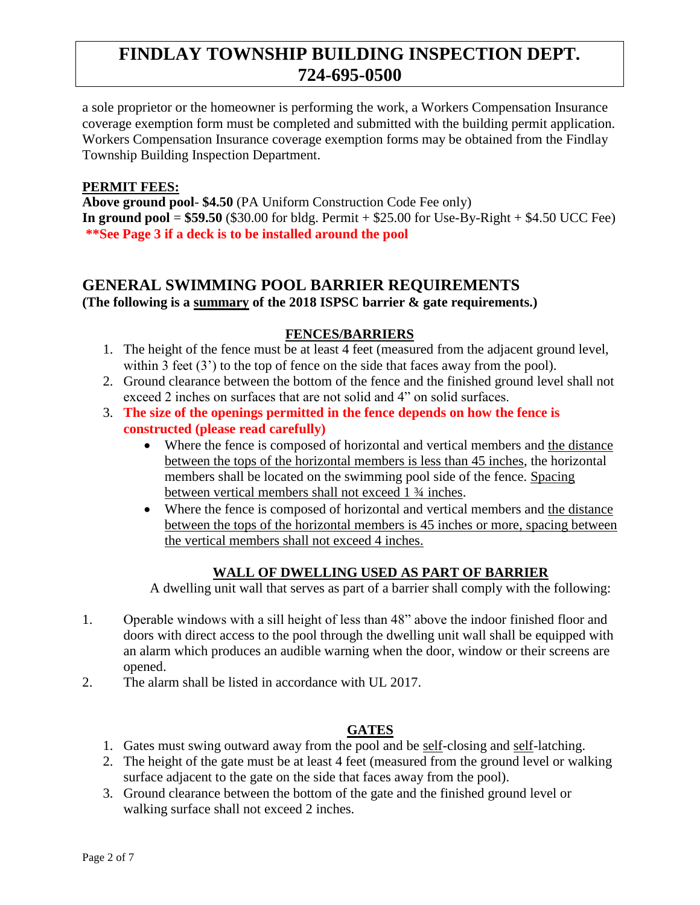a sole proprietor or the homeowner is performing the work, a Workers Compensation Insurance coverage exemption form must be completed and submitted with the building permit application. Workers Compensation Insurance coverage exemption forms may be obtained from the Findlay Township Building Inspection Department.

**PERMIT FEES:**

**Above ground pool- $4.50** (PA Uniform Construction Code Fee only)
**In ground pool = $59.50** ($30.00 for bldg. Permit + $25.00 for Use-By-Right + $4.50 UCC Fee)
**\*\*See Page 3 if a deck is to be installed around the pool**

## GENERAL SWIMMING POOL BARRIER REQUIREMENTS

**(The following is a summary of the 2018 ISPSC barrier & gate requirements.)**

### FENCES/BARRIERS

1. The height of the fence must be at least 4 feet (measured from the adjacent ground level, within 3 feet (3') to the top of fence on the side that faces away from the pool).
2. Ground clearance between the bottom of the fence and the finished ground level shall not exceed 2 inches on surfaces that are not solid and 4" on solid surfaces.
3. **The size of the openings permitted in the fence depends on how the fence is constructed (please read carefully)**
   - Where the fence is composed of horizontal and vertical members and the distance between the tops of the horizontal members is less than 45 inches, the horizontal members shall be located on the swimming pool side of the fence. Spacing between vertical members shall not exceed 1 ¾ inches.
   - Where the fence is composed of horizontal and vertical members and the distance between the tops of the horizontal members is 45 inches or more, spacing between the vertical members shall not exceed 4 inches.

### WALL OF DWELLING USED AS PART OF BARRIER

A dwelling unit wall that serves as part of a barrier shall comply with the following:

1. Operable windows with a sill height of less than 48" above the indoor finished floor and doors with direct access to the pool through the dwelling unit wall shall be equipped with an alarm which produces an audible warning when the door, window or their screens are opened.
2. The alarm shall be listed in accordance with UL 2017.

### GATES

1. Gates must swing outward away from the pool and be self-closing and self-latching.
2. The height of the gate must be at least 4 feet (measured from the ground level or walking surface adjacent to the gate on the side that faces away from the pool).
3. Ground clearance between the bottom of the gate and the finished ground level or walking surface shall not exceed 2 inches.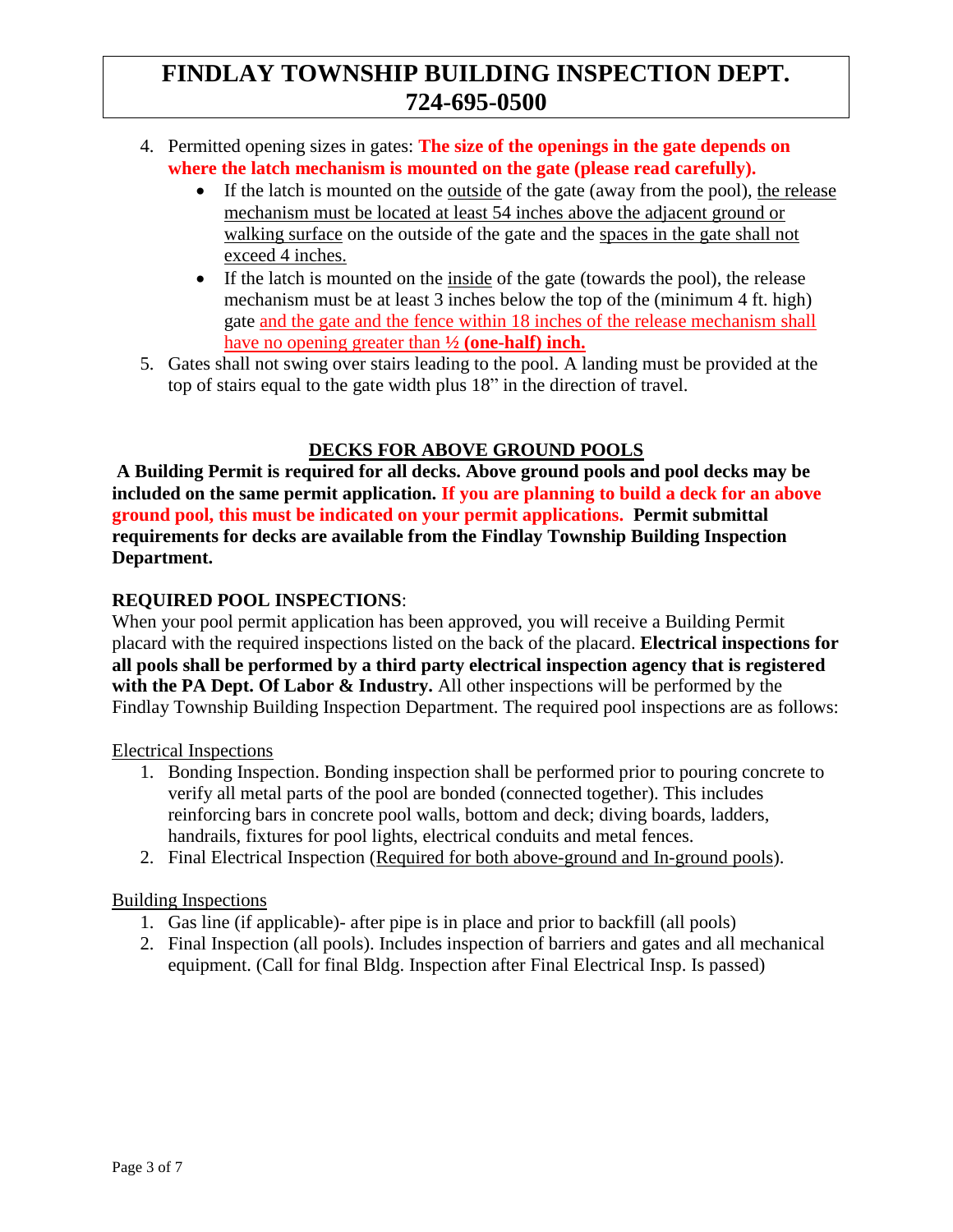4. Permitted opening sizes in gates: **The size of the openings in the gate depends on where the latch mechanism is mounted on the gate (please read carefully).**
   - If the latch is mounted on the outside of the gate (away from the pool), the release mechanism must be located at least 54 inches above the adjacent ground or walking surface on the outside of the gate and the spaces in the gate shall not exceed 4 inches.
   - If the latch is mounted on the inside of the gate (towards the pool), the release mechanism must be at least 3 inches below the top of the (minimum 4 ft. high) gate and the gate and the fence within 18 inches of the release mechanism shall have no opening greater than ½ **(one-half) inch.**
5. Gates shall not swing over stairs leading to the pool. A landing must be provided at the top of stairs equal to the gate width plus 18" in the direction of travel.

## DECKS FOR ABOVE GROUND POOLS

**A Building Permit is required for all decks. Above ground pools and pool decks may be included on the same permit application. If you are planning to build a deck for an above ground pool, this must be indicated on your permit applications. Permit submittal requirements for decks are available from the Findlay Township Building Inspection Department.**

**REQUIRED POOL INSPECTIONS**:

When your pool permit application has been approved, you will receive a Building Permit placard with the required inspections listed on the back of the placard. **Electrical inspections for all pools shall be performed by a third party electrical inspection agency that is registered with the PA Dept. Of Labor & Industry.** All other inspections will be performed by the Findlay Township Building Inspection Department. The required pool inspections are as follows:

Electrical Inspections

1. Bonding Inspection. Bonding inspection shall be performed prior to pouring concrete to verify all metal parts of the pool are bonded (connected together). This includes reinforcing bars in concrete pool walls, bottom and deck; diving boards, ladders, handrails, fixtures for pool lights, electrical conduits and metal fences.
2. Final Electrical Inspection (Required for both above-ground and In-ground pools).

Building Inspections

1. Gas line (if applicable)- after pipe is in place and prior to backfill (all pools)
2. Final Inspection (all pools). Includes inspection of barriers and gates and all mechanical equipment. (Call for final Bldg. Inspection after Final Electrical Insp. Is passed)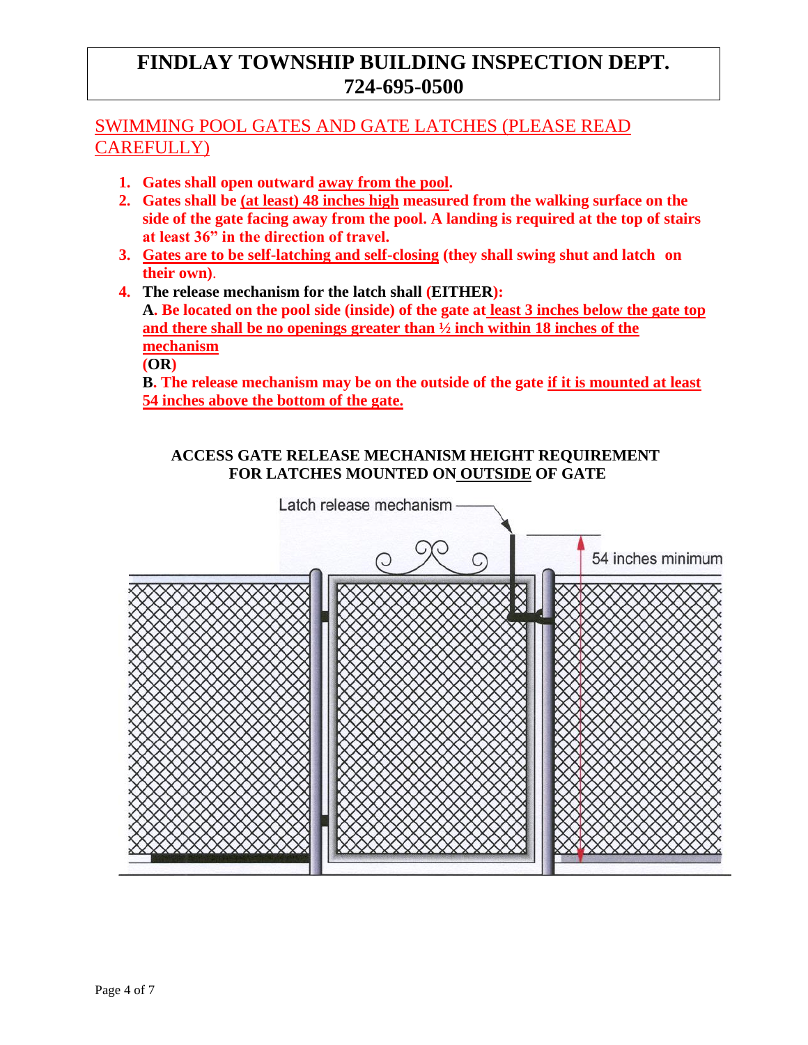# FINDLAY TOWNSHIP BUILDING INSPECTION DEPT.
# 724-695-0500

## SWIMMING POOL GATES AND GATE LATCHES (PLEASE READ CAREFULLY)

1. **Gates shall open outward away from the pool.**
2. **Gates shall be (at least) 48 inches high measured from the walking surface on the side of the gate facing away from the pool. A landing is required at the top of stairs at least 36" in the direction of travel.**
3. **Gates are to be self-latching and self-closing (they shall swing shut and latch on their own).**
4. **The release mechanism for the latch shall (EITHER):**

   **A. Be located on the pool side (inside) of the gate at least 3 inches below the gate top and there shall be no openings greater than ½ inch within 18 inches of the mechanism**

   **(OR)**

   **B. The release mechanism may be on the outside of the gate if it is mounted at least 54 inches above the bottom of the gate.**

**ACCESS GATE RELEASE MECHANISM HEIGHT REQUIREMENT FOR LATCHES MOUNTED ON OUTSIDE OF GATE**

Latch release mechanism

54 inches minimum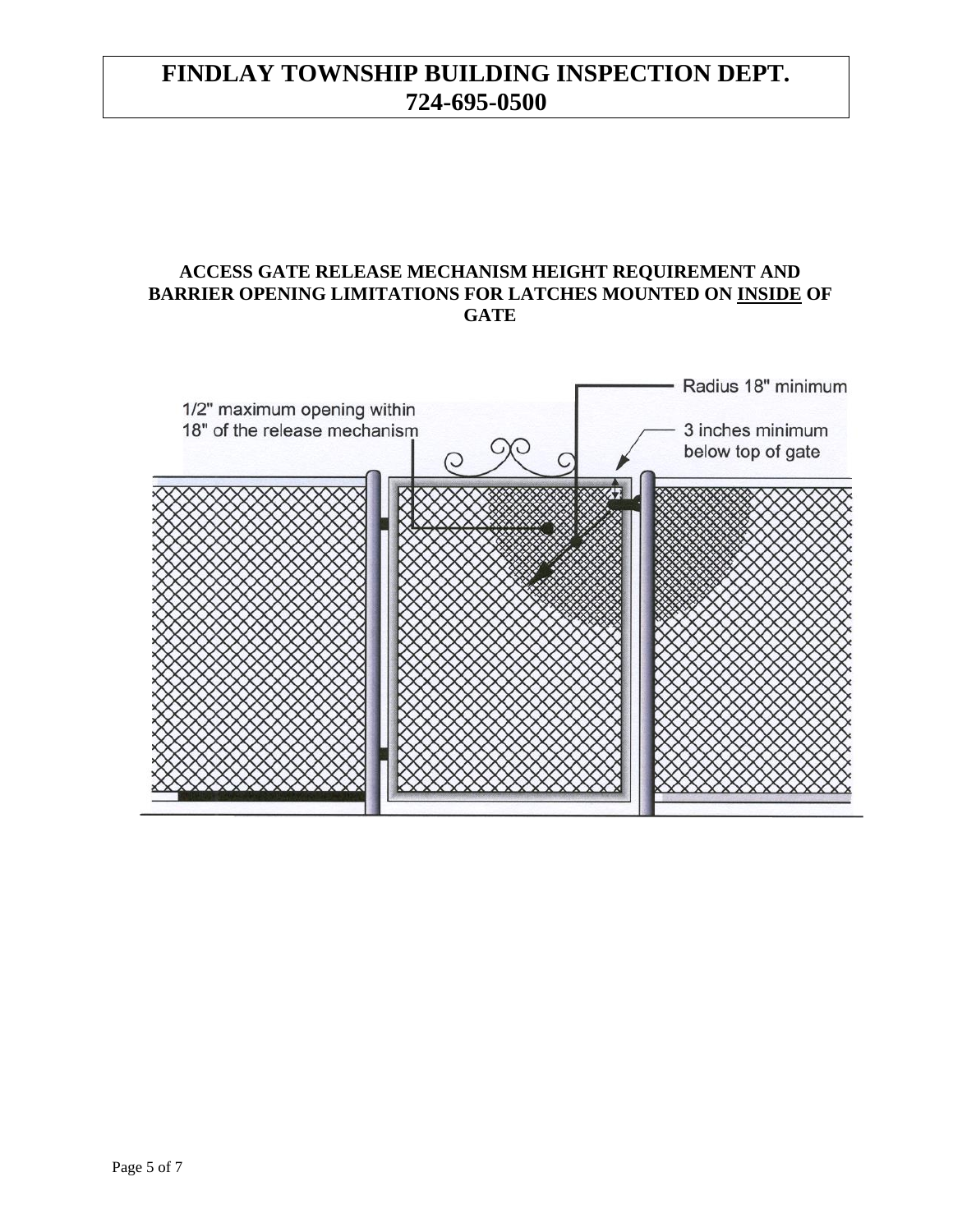# FINDLAY TOWNSHIP BUILDING INSPECTION DEPT.
# 724-695-0500

## ACCESS GATE RELEASE MECHANISM HEIGHT REQUIREMENT AND BARRIER OPENING LIMITATIONS FOR LATCHES MOUNTED ON <u>INSIDE</u> OF GATE

Radius 18" minimum

1/2" maximum opening within 18" of the release mechanism

3 inches minimum below top of gate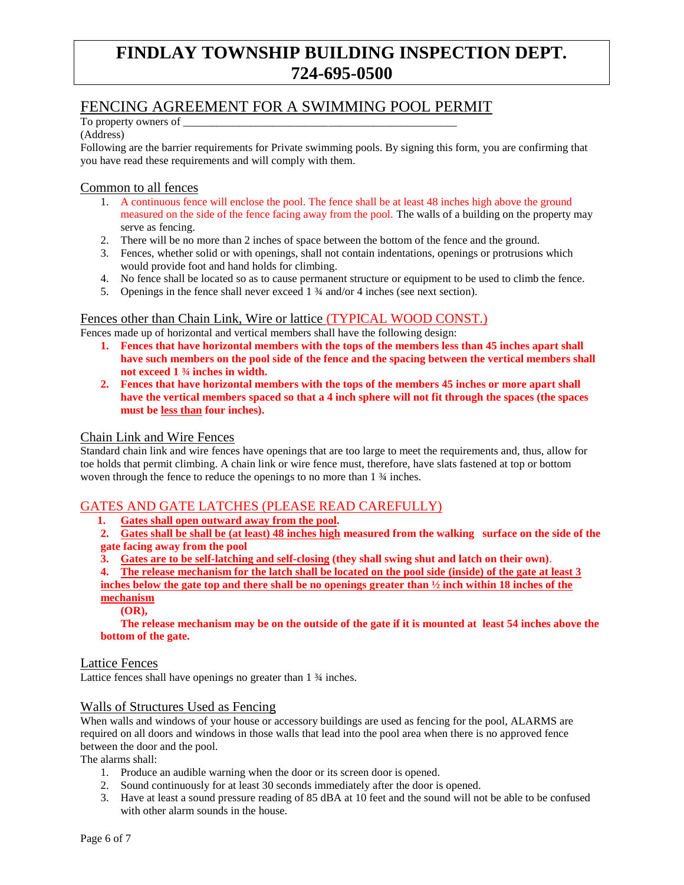# FINDLAY TOWNSHIP BUILDING INSPECTION DEPT.
# 724-695-0500

## FENCING AGREEMENT FOR A SWIMMING POOL PERMIT

To property owners of _______________________________________________

(Address)

Following are the barrier requirements for Private swimming pools. By signing this form, you are confirming that you have read these requirements and will comply with them.

### Common to all fences

1. A continuous fence will enclose the pool. The fence shall be at least 48 inches high above the ground measured on the side of the fence facing away from the pool. The walls of a building on the property may serve as fencing.
2. There will be no more than 2 inches of space between the bottom of the fence and the ground.
3. Fences, whether solid or with openings, shall not contain indentations, openings or protrusions which would provide foot and hand holds for climbing.
4. No fence shall be located so as to cause permanent structure or equipment to be used to climb the fence.
5. Openings in the fence shall never exceed 1 ¾ and/or 4 inches (see next section).

### Fences other than Chain Link, Wire or lattice (TYPICAL WOOD CONST.)

Fences made up of horizontal and vertical members shall have the following design:

1. **Fences that have horizontal members with the tops of the members less than 45 inches apart shall have such members on the pool side of the fence and the spacing between the vertical members shall not exceed 1 ¾ inches in width.**
2. **Fences that have horizontal members with the tops of the members 45 inches or more apart shall have the vertical members spaced so that a 4 inch sphere will not fit through the spaces (the spaces must be less than four inches).**

### Chain Link and Wire Fences

Standard chain link and wire fences have openings that are too large to meet the requirements and, thus, allow for toe holds that permit climbing. A chain link or wire fence must, therefore, have slats fastened at top or bottom woven through the fence to reduce the openings to no more than 1 ¾ inches.

### GATES AND GATE LATCHES (PLEASE READ CAREFULLY)

1. **Gates shall open outward away from the pool.**
2. **Gates she shall be (at least) 48 inches high measured from the walking surface on the side of the gate facing away from the pool**
3. **Gates are to be self-latching and self-closing (they shall swing shut and latch on their own).**
4. **The release mechanism for the latch shall be located on the pool side (inside) of the gate at least 3 inches below the gate top and there shall be no openings greater than ½ inch within 18 inches of the mechanism**

   **(OR),**

   **The release mechanism may be on the outside of the gate if it is mounted at least 54 inches above the bottom of the gate.**

### Lattice Fences

Lattice fences shall have openings no greater than 1 ¾ inches.

### Walls of Structures Used as Fencing

When walls and windows of your house or accessory buildings are used as fencing for the pool, ALARMS are required on all doors and windows in those walls that lead into the pool area when there is no approved fence between the door and the pool.

The alarms shall:

1. Produce an audible warning when the door or its screen door is opened.
2. Sound continuously for at least 30 seconds immediately after the door is opened.
3. Have at least a sound pressure reading of 85 dBA at 10 feet and the sound will not be able to be confused with other alarm sounds in the house.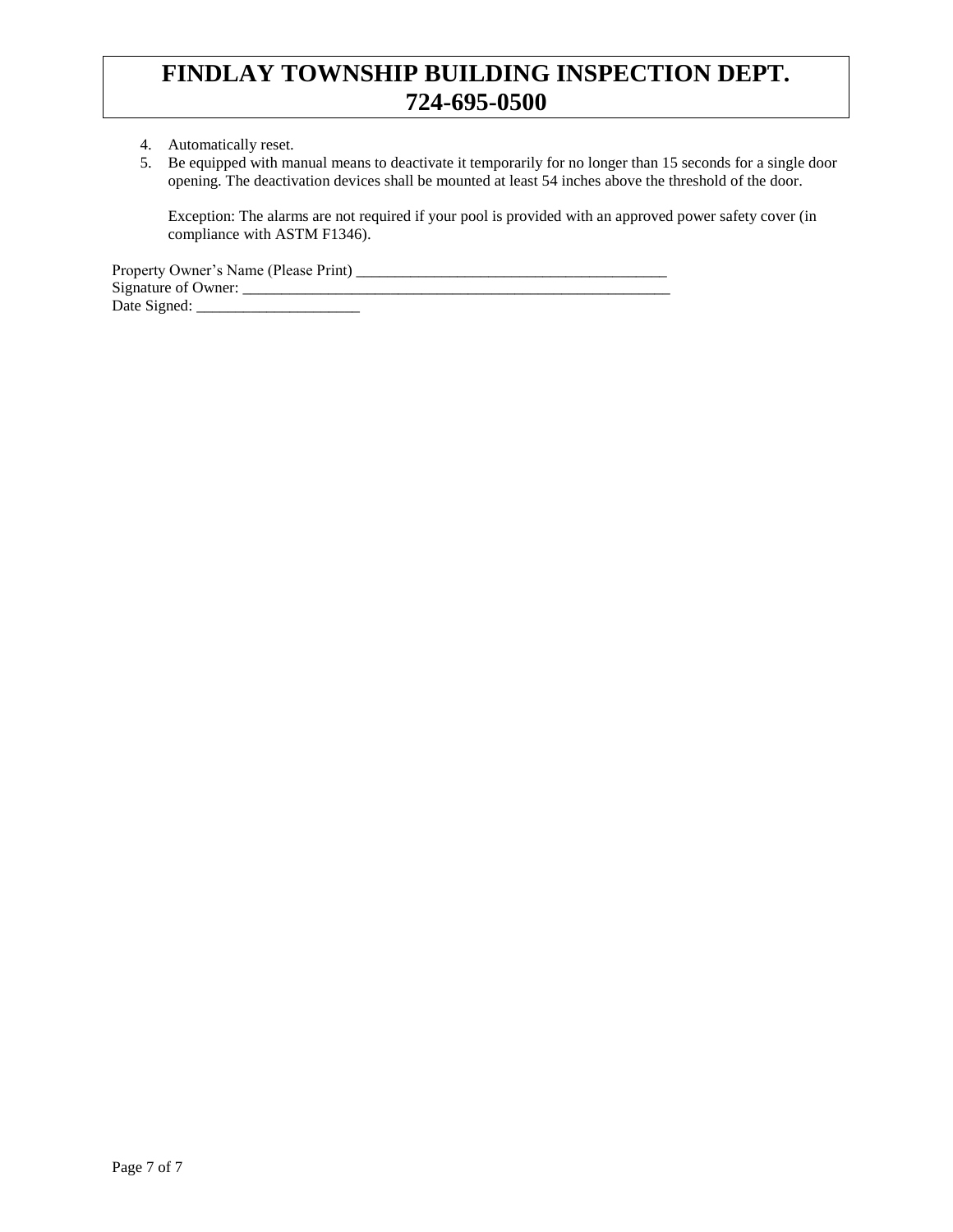4. Automatically reset.
5. Be equipped with manual means to deactivate it temporarily for no longer than 15 seconds for a single door opening. The deactivation devices shall be mounted at least 54 inches above the threshold of the door.

   Exception: The alarms are not required if your pool is provided with an approved power safety cover (in compliance with ASTM F1346).

Property Owner's Name (Please Print) ________________________________________

Signature of Owner: ________________________________________________________

Date Signed: _____________________